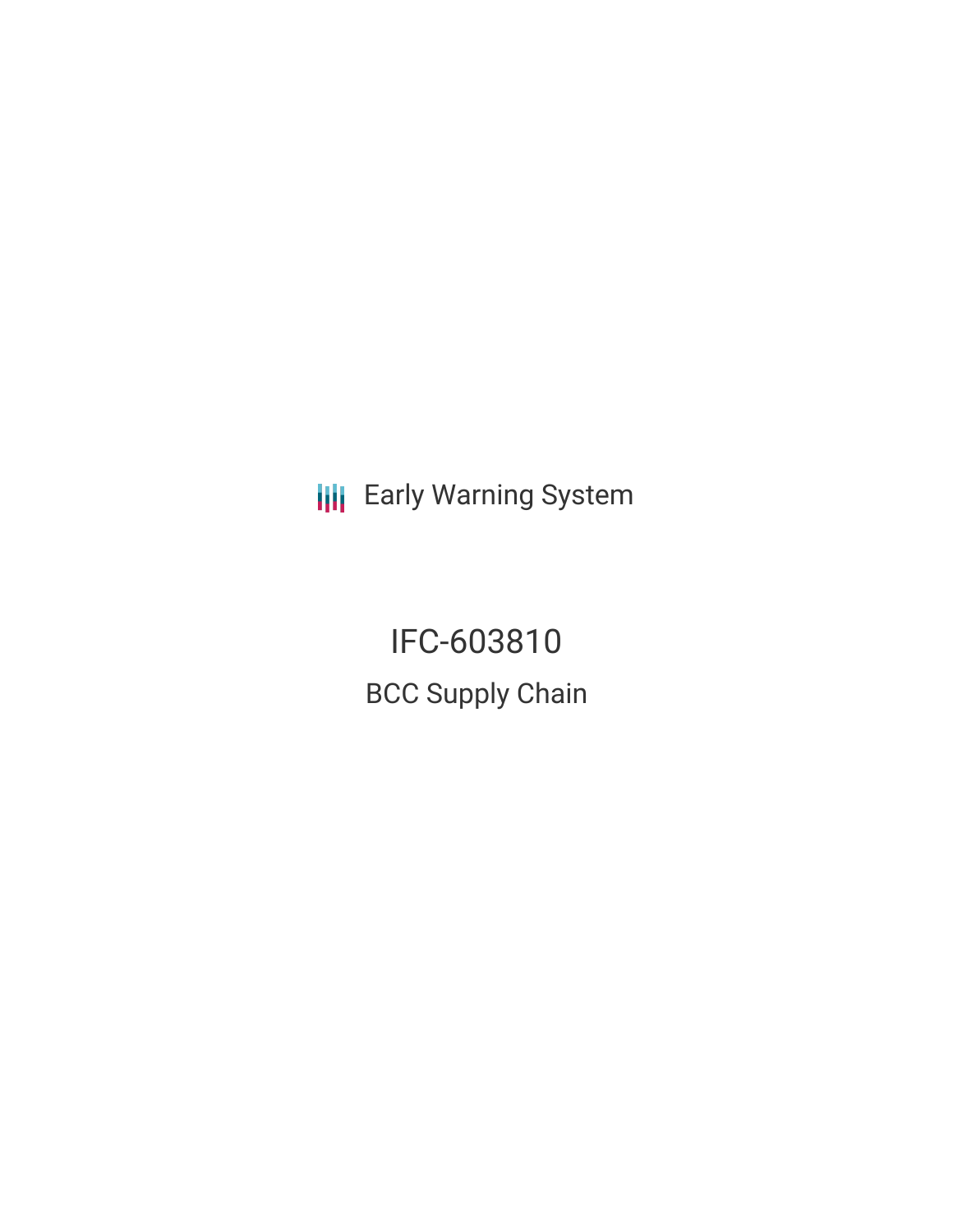Early Warning System

# IFC-603810

## BCC Supply Chain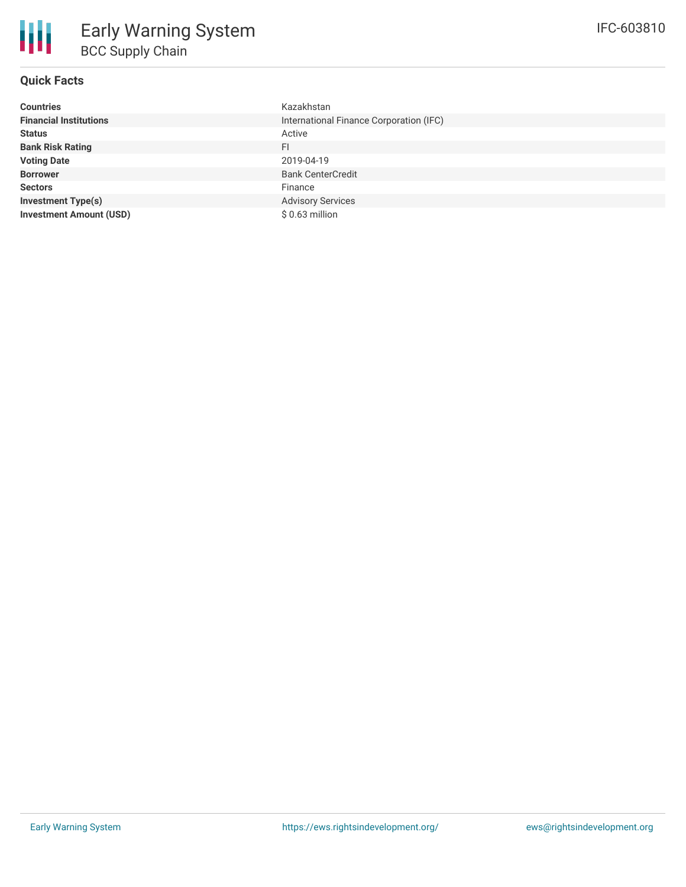# Early Warning System

## BCC Supply Chain

IFC-603810

### Quick Facts

| | |
|---|---|
| **Countries** | Kazakhstan |
| **Financial Institutions** | International Finance Corporation (IFC) |
| **Status** | Active |
| **Bank Risk Rating** | FI |
| **Voting Date** | 2019-04-19 |
| **Borrower** | Bank CenterCredit |
| **Sectors** | Finance |
| **Investment Type(s)** | Advisory Services |
| **Investment Amount (USD)** | $ 0.63 million |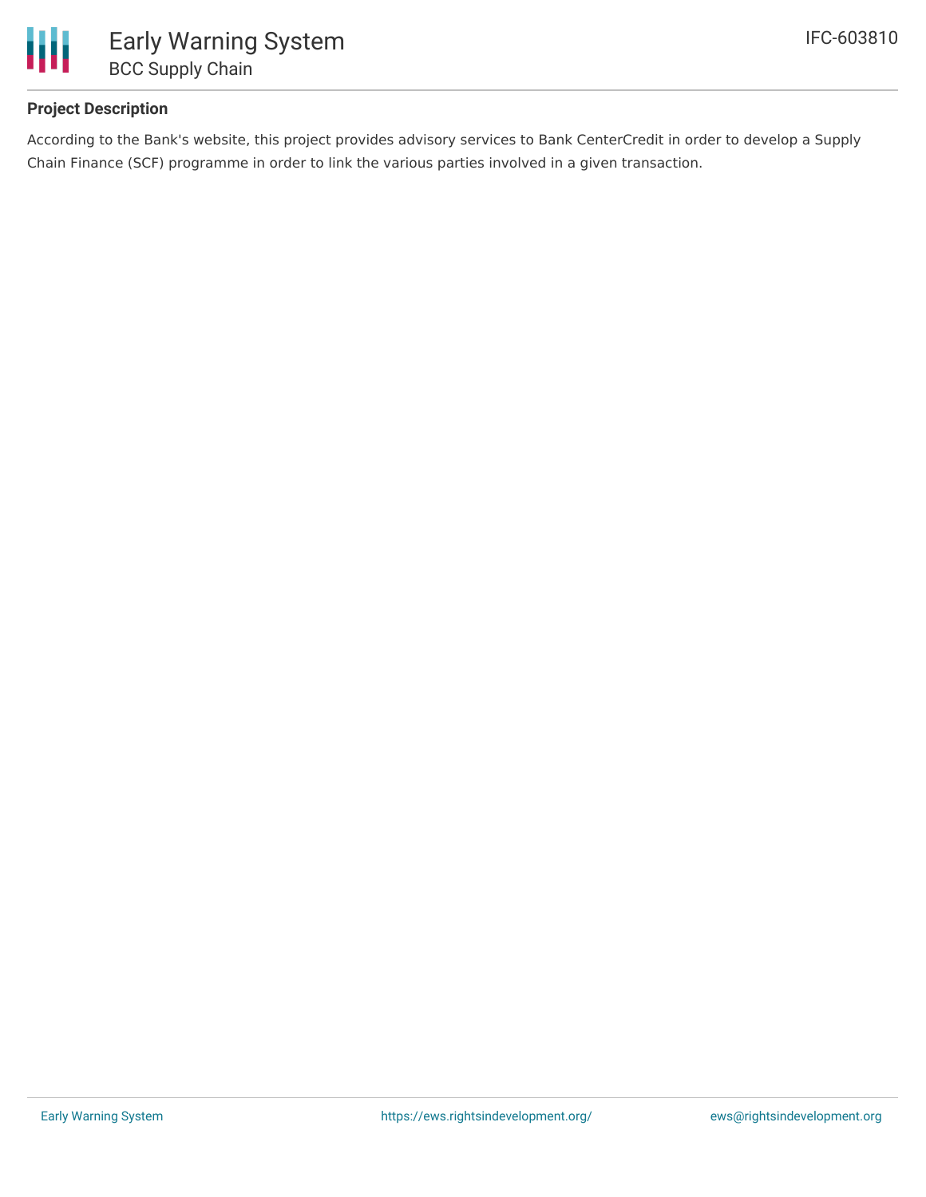### Project Description

According to the Bank's website, this project provides advisory services to Bank CenterCredit in order to develop a Supply Chain Finance (SCF) programme in order to link the various parties involved in a given transaction.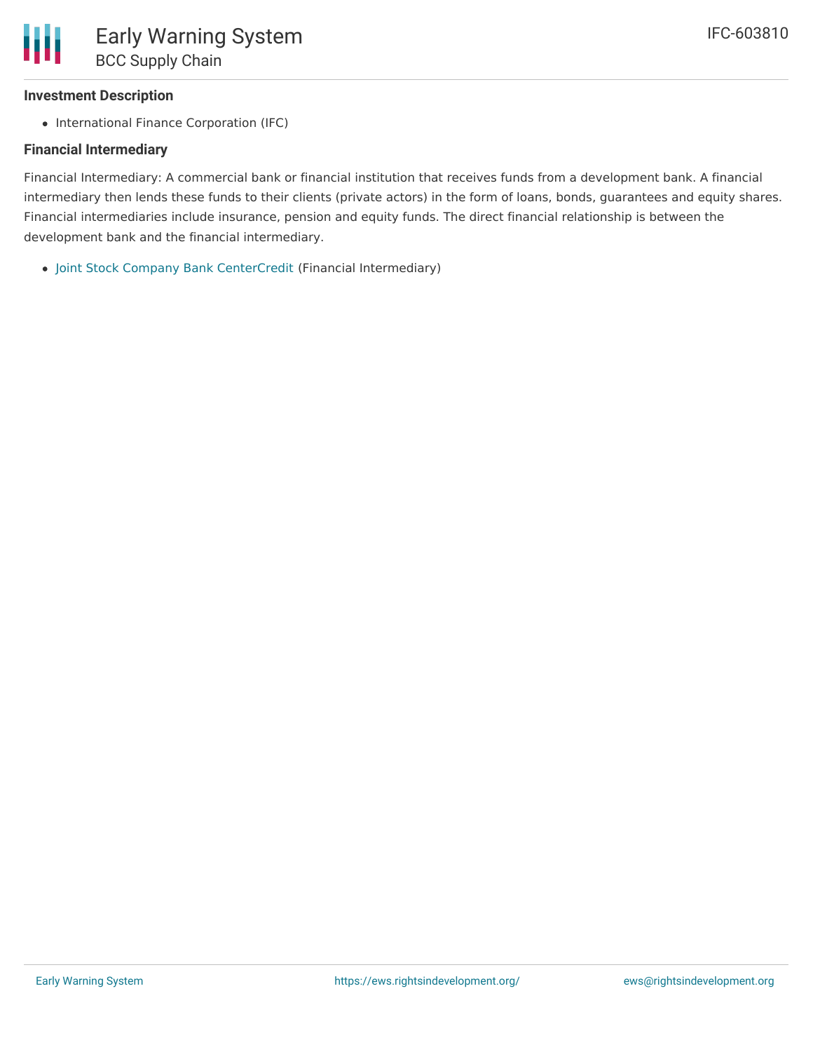### Investment Description

- International Finance Corporation (IFC)

### Financial Intermediary

Financial Intermediary: A commercial bank or financial institution that receives funds from a development bank. A financial intermediary then lends these funds to their clients (private actors) in the form of loans, bonds, guarantees and equity shares. Financial intermediaries include insurance, pension and equity funds. The direct financial relationship is between the development bank and the financial intermediary.

- Joint Stock Company Bank CenterCredit (Financial Intermediary)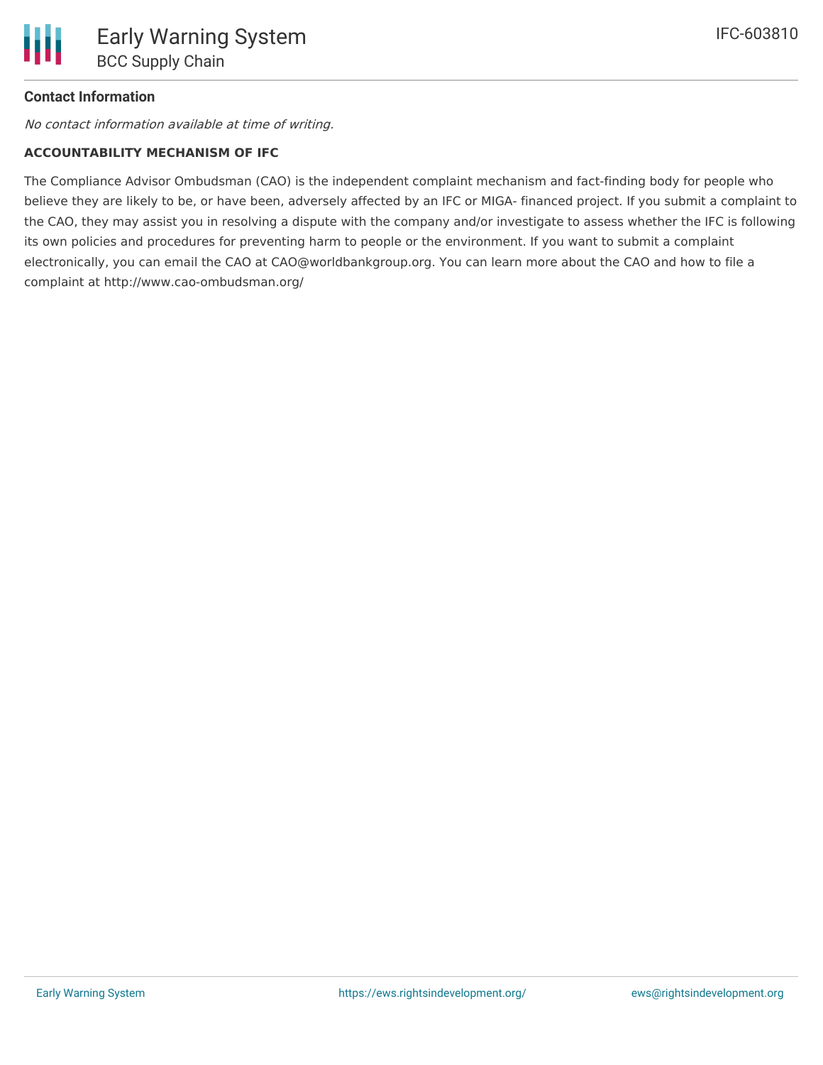### Contact Information

*No contact information available at time of writing.*

**ACCOUNTABILITY MECHANISM OF IFC**

The Compliance Advisor Ombudsman (CAO) is the independent complaint mechanism and fact-finding body for people who believe they are likely to be, or have been, adversely affected by an IFC or MIGA- financed project. If you submit a complaint to the CAO, they may assist you in resolving a dispute with the company and/or investigate to assess whether the IFC is following its own policies and procedures for preventing harm to people or the environment. If you want to submit a complaint electronically, you can email the CAO at CAO@worldbankgroup.org. You can learn more about the CAO and how to file a complaint at http://www.cao-ombudsman.org/